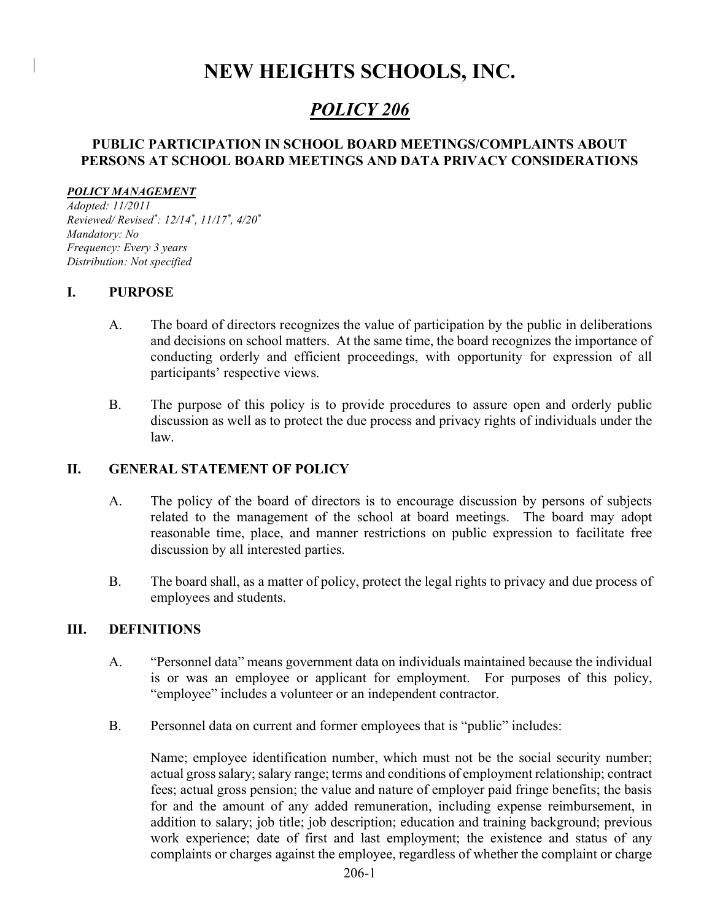# NEW HEIGHTS SCHOOLS, INC.

## *POLICY 206*

### PUBLIC PARTICIPATION IN SCHOOL BOARD MEETINGS/COMPLAINTS ABOUT PERSONS AT SCHOOL BOARD MEETINGS AND DATA PRIVACY CONSIDERATIONS

***POLICY MANAGEMENT***

*Adopted: 11/2011*
*Reviewed/ Revised\*: 12/14\*, 11/17\*, 4/20\**
*Mandatory: No*
*Frequency: Every 3 years*
*Distribution: Not specified*

## I. PURPOSE

A. The board of directors recognizes the value of participation by the public in deliberations and decisions on school matters. At the same time, the board recognizes the importance of conducting orderly and efficient proceedings, with opportunity for expression of all participants' respective views.

B. The purpose of this policy is to provide procedures to assure open and orderly public discussion as well as to protect the due process and privacy rights of individuals under the law.

## II. GENERAL STATEMENT OF POLICY

A. The policy of the board of directors is to encourage discussion by persons of subjects related to the management of the school at board meetings. The board may adopt reasonable time, place, and manner restrictions on public expression to facilitate free discussion by all interested parties.

B. The board shall, as a matter of policy, protect the legal rights to privacy and due process of employees and students.

## III. DEFINITIONS

A. "Personnel data" means government data on individuals maintained because the individual is or was an employee or applicant for employment. For purposes of this policy, "employee" includes a volunteer or an independent contractor.

B. Personnel data on current and former employees that is "public" includes:

Name; employee identification number, which must not be the social security number; actual gross salary; salary range; terms and conditions of employment relationship; contract fees; actual gross pension; the value and nature of employer paid fringe benefits; the basis for and the amount of any added remuneration, including expense reimbursement, in addition to salary; job title; job description; education and training background; previous work experience; date of first and last employment; the existence and status of any complaints or charges against the employee, regardless of whether the complaint or charge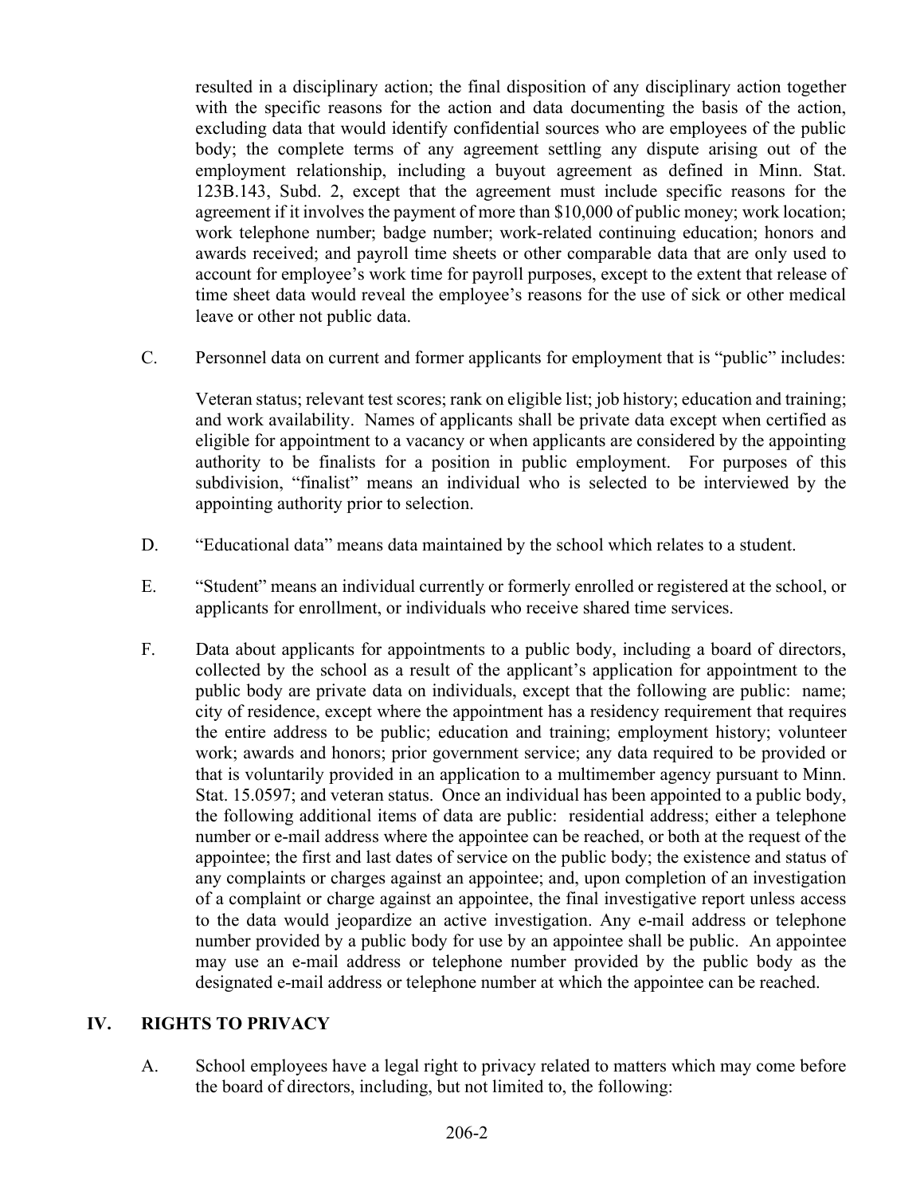resulted in a disciplinary action; the final disposition of any disciplinary action together with the specific reasons for the action and data documenting the basis of the action, excluding data that would identify confidential sources who are employees of the public body; the complete terms of any agreement settling any dispute arising out of the employment relationship, including a buyout agreement as defined in Minn. Stat. 123B.143, Subd. 2, except that the agreement must include specific reasons for the agreement if it involves the payment of more than $10,000 of public money; work location; work telephone number; badge number; work-related continuing education; honors and awards received; and payroll time sheets or other comparable data that are only used to account for employee's work time for payroll purposes, except to the extent that release of time sheet data would reveal the employee's reasons for the use of sick or other medical leave or other not public data.

C. Personnel data on current and former applicants for employment that is "public" includes:

Veteran status; relevant test scores; rank on eligible list; job history; education and training; and work availability. Names of applicants shall be private data except when certified as eligible for appointment to a vacancy or when applicants are considered by the appointing authority to be finalists for a position in public employment. For purposes of this subdivision, "finalist" means an individual who is selected to be interviewed by the appointing authority prior to selection.

D. "Educational data" means data maintained by the school which relates to a student.

E. "Student" means an individual currently or formerly enrolled or registered at the school, or applicants for enrollment, or individuals who receive shared time services.

F. Data about applicants for appointments to a public body, including a board of directors, collected by the school as a result of the applicant's application for appointment to the public body are private data on individuals, except that the following are public: name; city of residence, except where the appointment has a residency requirement that requires the entire address to be public; education and training; employment history; volunteer work; awards and honors; prior government service; any data required to be provided or that is voluntarily provided in an application to a multimember agency pursuant to Minn. Stat. 15.0597; and veteran status. Once an individual has been appointed to a public body, the following additional items of data are public: residential address; either a telephone number or e-mail address where the appointee can be reached, or both at the request of the appointee; the first and last dates of service on the public body; the existence and status of any complaints or charges against an appointee; and, upon completion of an investigation of a complaint or charge against an appointee, the final investigative report unless access to the data would jeopardize an active investigation. Any e-mail address or telephone number provided by a public body for use by an appointee shall be public. An appointee may use an e-mail address or telephone number provided by the public body as the designated e-mail address or telephone number at which the appointee can be reached.

## IV. RIGHTS TO PRIVACY

A. School employees have a legal right to privacy related to matters which may come before the board of directors, including, but not limited to, the following: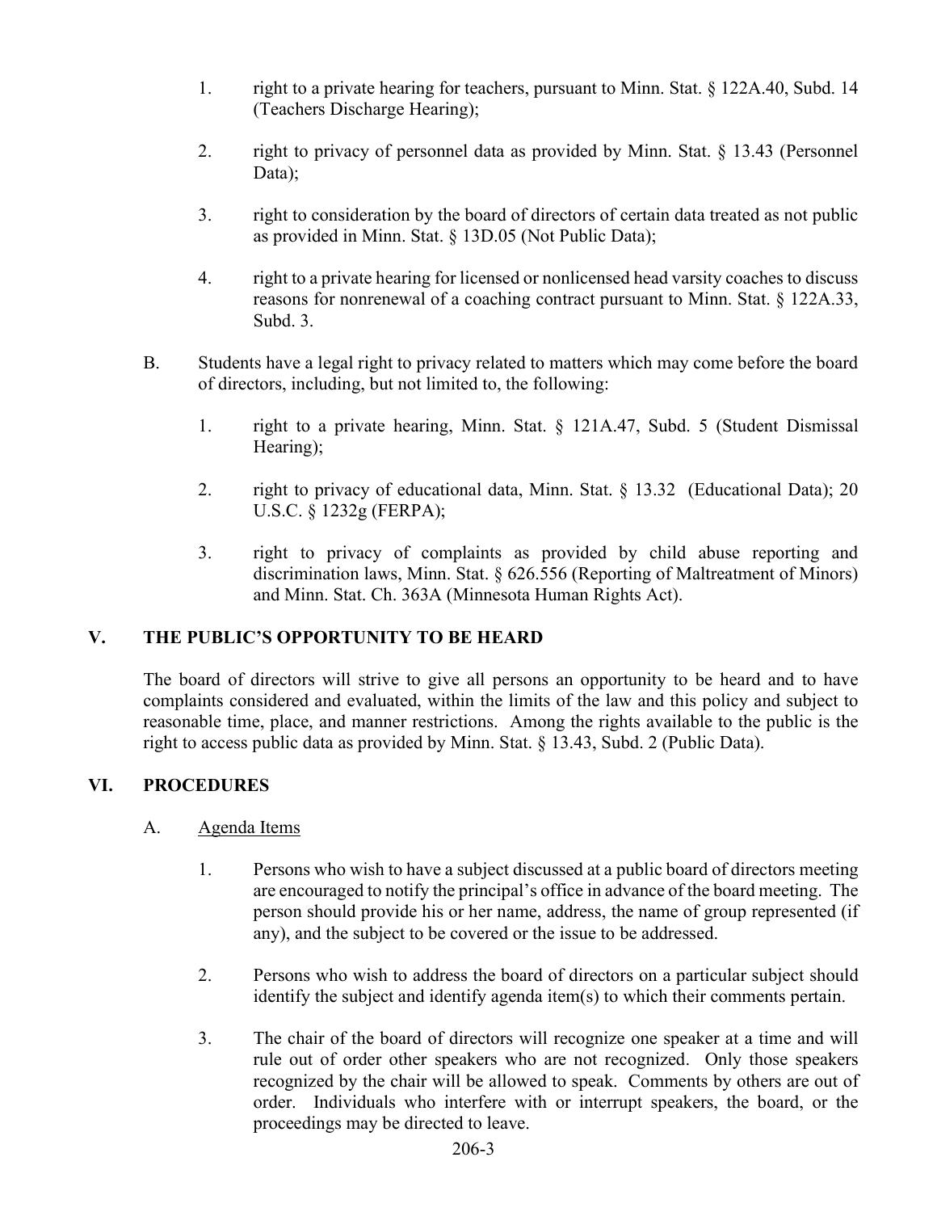1. right to a private hearing for teachers, pursuant to Minn. Stat. § 122A.40, Subd. 14 (Teachers Discharge Hearing);

2. right to privacy of personnel data as provided by Minn. Stat. § 13.43 (Personnel Data);

3. right to consideration by the board of directors of certain data treated as not public as provided in Minn. Stat. § 13D.05 (Not Public Data);

4. right to a private hearing for licensed or nonlicensed head varsity coaches to discuss reasons for nonrenewal of a coaching contract pursuant to Minn. Stat. § 122A.33, Subd. 3.

B. Students have a legal right to privacy related to matters which may come before the board of directors, including, but not limited to, the following:

1. right to a private hearing, Minn. Stat. § 121A.47, Subd. 5 (Student Dismissal Hearing);

2. right to privacy of educational data, Minn. Stat. § 13.32 (Educational Data); 20 U.S.C. § 1232g (FERPA);

3. right to privacy of complaints as provided by child abuse reporting and discrimination laws, Minn. Stat. § 626.556 (Reporting of Maltreatment of Minors) and Minn. Stat. Ch. 363A (Minnesota Human Rights Act).

## V. THE PUBLIC'S OPPORTUNITY TO BE HEARD

The board of directors will strive to give all persons an opportunity to be heard and to have complaints considered and evaluated, within the limits of the law and this policy and subject to reasonable time, place, and manner restrictions. Among the rights available to the public is the right to access public data as provided by Minn. Stat. § 13.43, Subd. 2 (Public Data).

## VI. PROCEDURES

A. Agenda Items

1. Persons who wish to have a subject discussed at a public board of directors meeting are encouraged to notify the principal's office in advance of the board meeting. The person should provide his or her name, address, the name of group represented (if any), and the subject to be covered or the issue to be addressed.

2. Persons who wish to address the board of directors on a particular subject should identify the subject and identify agenda item(s) to which their comments pertain.

3. The chair of the board of directors will recognize one speaker at a time and will rule out of order other speakers who are not recognized. Only those speakers recognized by the chair will be allowed to speak. Comments by others are out of order. Individuals who interfere with or interrupt speakers, the board, or the proceedings may be directed to leave.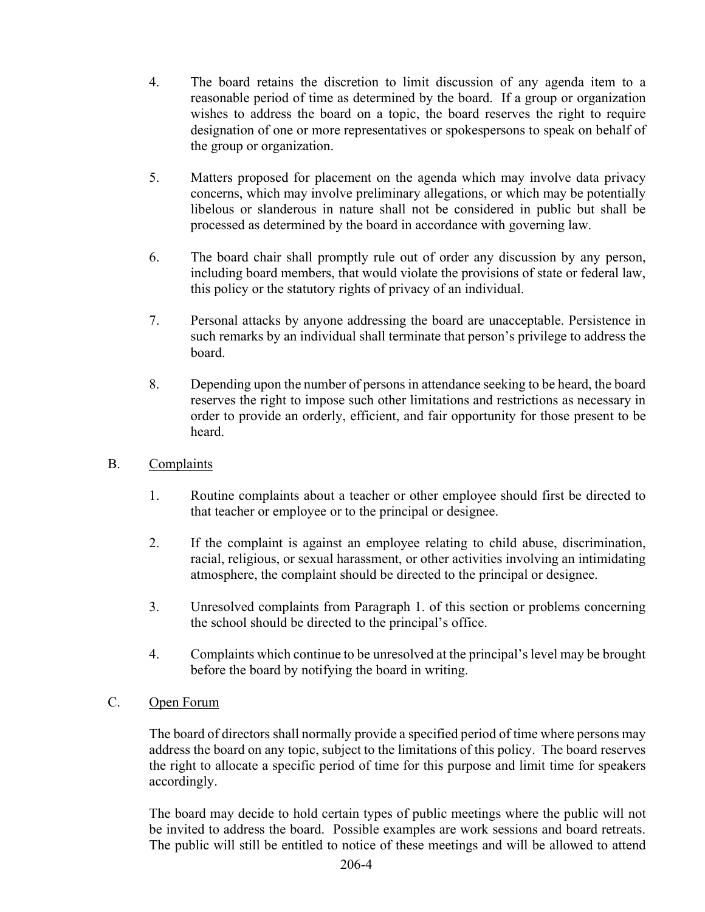4. The board retains the discretion to limit discussion of any agenda item to a reasonable period of time as determined by the board. If a group or organization wishes to address the board on a topic, the board reserves the right to require designation of one or more representatives or spokespersons to speak on behalf of the group or organization.

5. Matters proposed for placement on the agenda which may involve data privacy concerns, which may involve preliminary allegations, or which may be potentially libelous or slanderous in nature shall not be considered in public but shall be processed as determined by the board in accordance with governing law.

6. The board chair shall promptly rule out of order any discussion by any person, including board members, that would violate the provisions of state or federal law, this policy or the statutory rights of privacy of an individual.

7. Personal attacks by anyone addressing the board are unacceptable. Persistence in such remarks by an individual shall terminate that person's privilege to address the board.

8. Depending upon the number of persons in attendance seeking to be heard, the board reserves the right to impose such other limitations and restrictions as necessary in order to provide an orderly, efficient, and fair opportunity for those present to be heard.

B. Complaints

1. Routine complaints about a teacher or other employee should first be directed to that teacher or employee or to the principal or designee.

2. If the complaint is against an employee relating to child abuse, discrimination, racial, religious, or sexual harassment, or other activities involving an intimidating atmosphere, the complaint should be directed to the principal or designee.

3. Unresolved complaints from Paragraph 1. of this section or problems concerning the school should be directed to the principal's office.

4. Complaints which continue to be unresolved at the principal's level may be brought before the board by notifying the board in writing.

C. Open Forum

The board of directors shall normally provide a specified period of time where persons may address the board on any topic, subject to the limitations of this policy. The board reserves the right to allocate a specific period of time for this purpose and limit time for speakers accordingly.

The board may decide to hold certain types of public meetings where the public will not be invited to address the board. Possible examples are work sessions and board retreats. The public will still be entitled to notice of these meetings and will be allowed to attend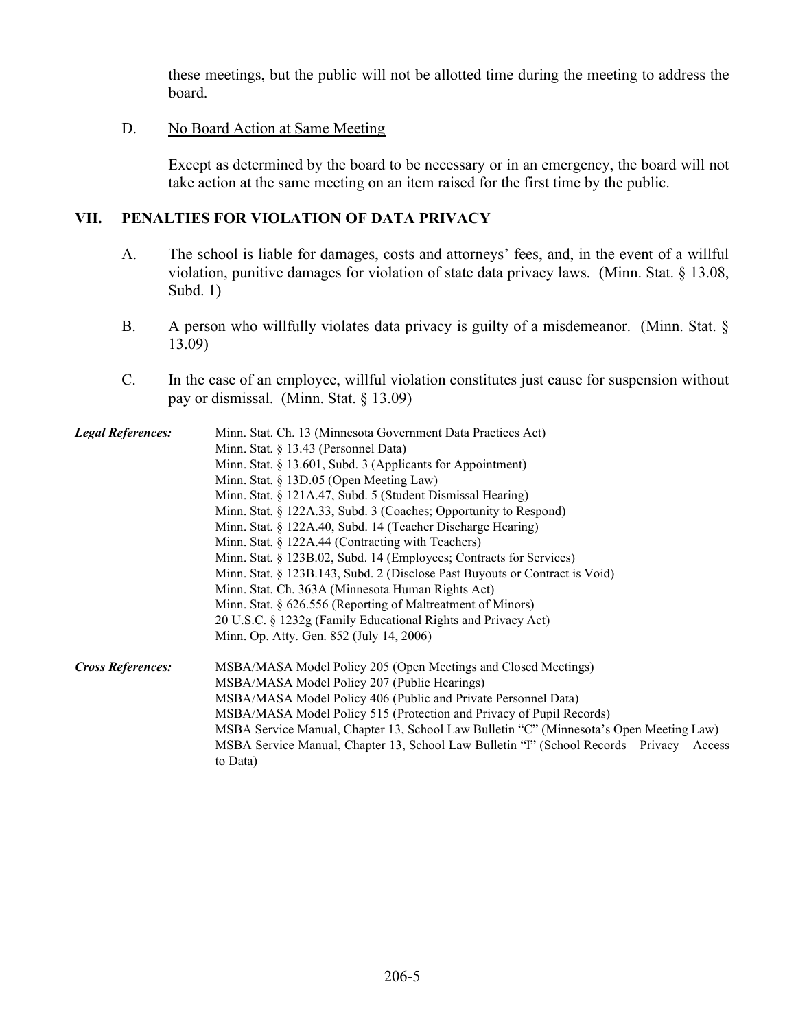these meetings, but the public will not be allotted time during the meeting to address the board.

D. <u>No Board Action at Same Meeting</u>

Except as determined by the board to be necessary or in an emergency, the board will not take action at the same meeting on an item raised for the first time by the public.

## VII. PENALTIES FOR VIOLATION OF DATA PRIVACY

A. The school is liable for damages, costs and attorneys' fees, and, in the event of a willful violation, punitive damages for violation of state data privacy laws. (Minn. Stat. § 13.08, Subd. 1)

B. A person who willfully violates data privacy is guilty of a misdemeanor. (Minn. Stat. § 13.09)

C. In the case of an employee, willful violation constitutes just cause for suspension without pay or dismissal. (Minn. Stat. § 13.09)

***Legal References:***

Minn. Stat. Ch. 13 (Minnesota Government Data Practices Act)
Minn. Stat. § 13.43 (Personnel Data)
Minn. Stat. § 13.601, Subd. 3 (Applicants for Appointment)
Minn. Stat. § 13D.05 (Open Meeting Law)
Minn. Stat. § 121A.47, Subd. 5 (Student Dismissal Hearing)
Minn. Stat. § 122A.33, Subd. 3 (Coaches; Opportunity to Respond)
Minn. Stat. § 122A.40, Subd. 14 (Teacher Discharge Hearing)
Minn. Stat. § 122A.44 (Contracting with Teachers)
Minn. Stat. § 123B.02, Subd. 14 (Employees; Contracts for Services)
Minn. Stat. § 123B.143, Subd. 2 (Disclose Past Buyouts or Contract is Void)
Minn. Stat. Ch. 363A (Minnesota Human Rights Act)
Minn. Stat. § 626.556 (Reporting of Maltreatment of Minors)
20 U.S.C. § 1232g (Family Educational Rights and Privacy Act)
Minn. Op. Atty. Gen. 852 (July 14, 2006)

***Cross References:***

MSBA/MASA Model Policy 205 (Open Meetings and Closed Meetings)
MSBA/MASA Model Policy 207 (Public Hearings)
MSBA/MASA Model Policy 406 (Public and Private Personnel Data)
MSBA/MASA Model Policy 515 (Protection and Privacy of Pupil Records)
MSBA Service Manual, Chapter 13, School Law Bulletin "C" (Minnesota's Open Meeting Law)
MSBA Service Manual, Chapter 13, School Law Bulletin "I" (School Records – Privacy – Access to Data)